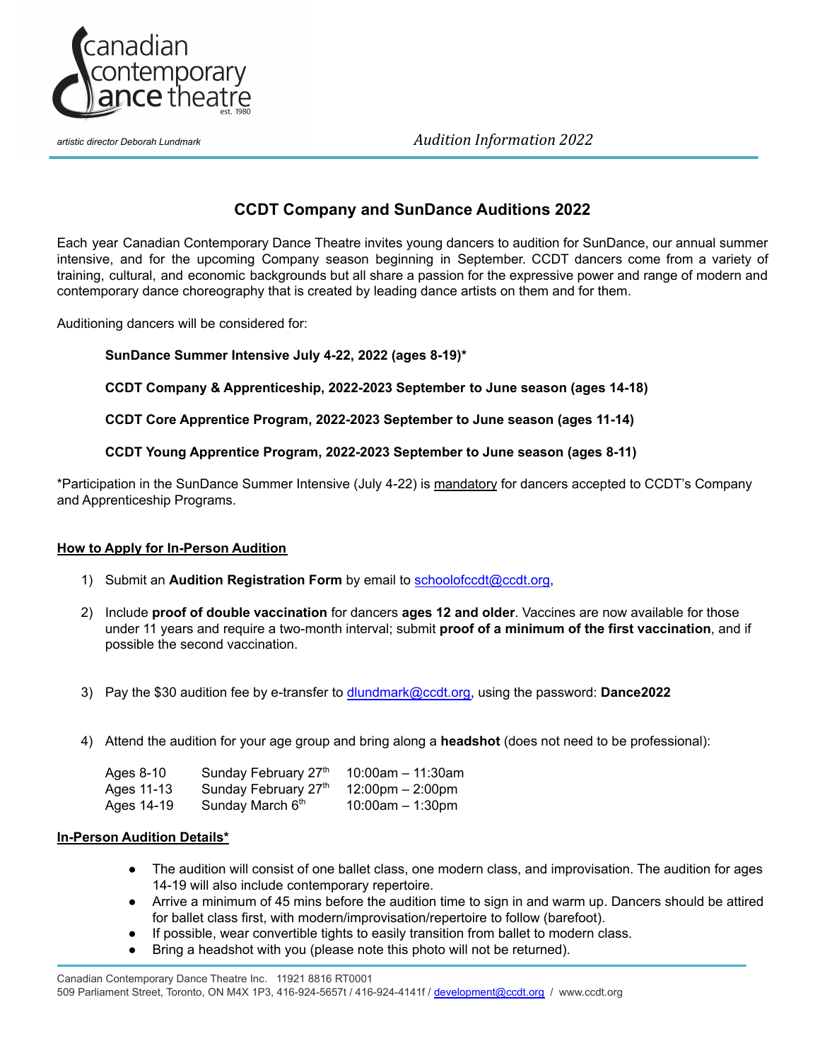canadian contemporary dance theatre
est. 1980

*artistic director Deborah Lundmark*

*Audition Information 2022*

## CCDT Company and SunDance Auditions 2022

Each year Canadian Contemporary Dance Theatre invites young dancers to audition for SunDance, our annual summer intensive, and for the upcoming Company season beginning in September. CCDT dancers come from a variety of training, cultural, and economic backgrounds but all share a passion for the expressive power and range of modern and contemporary dance choreography that is created by leading dance artists on them and for them.

Auditioning dancers will be considered for:

**SunDance Summer Intensive July 4-22, 2022 (ages 8-19)***

**CCDT Company & Apprenticeship, 2022-2023 September to June season (ages 14-18)**

**CCDT Core Apprentice Program, 2022-2023 September to June season (ages 11-14)**

**CCDT Young Apprentice Program, 2022-2023 September to June season (ages 8-11)**

*Participation in the SunDance Summer Intensive (July 4-22) is mandatory for dancers accepted to CCDT's Company and Apprenticeship Programs.

**How to Apply for In-Person Audition**

1) Submit an **Audition Registration Form** by email to schoolofccdt@ccdt.org,

2) Include **proof of double vaccination** for dancers **ages 12 and older**. Vaccines are now available for those under 11 years and require a two-month interval; submit **proof of a minimum of the first vaccination**, and if possible the second vaccination.

3) Pay the $30 audition fee by e-transfer to dlundmark@ccdt.org, using the password: **Dance2022**

4) Attend the audition for your age group and bring along a **headshot** (does not need to be professional):

| | | |
|---|---|---|
| Ages 8-10 | Sunday February 27th | 10:00am – 11:30am |
| Ages 11-13 | Sunday February 27th | 12:00pm – 2:00pm |
| Ages 14-19 | Sunday March 6th | 10:00am – 1:30pm |

**In-Person Audition Details***

- The audition will consist of one ballet class, one modern class, and improvisation. The audition for ages 14-19 will also include contemporary repertoire.
- Arrive a minimum of 45 mins before the audition time to sign in and warm up. Dancers should be attired for ballet class first, with modern/improvisation/repertoire to follow (barefoot).
- If possible, wear convertible tights to easily transition from ballet to modern class.
- Bring a headshot with you (please note this photo will not be returned).

Canadian Contemporary Dance Theatre Inc. 11921 8816 RT0001
509 Parliament Street, Toronto, ON M4X 1P3, 416-924-5657t / 416-924-4141f / development@ccdt.org / www.ccdt.org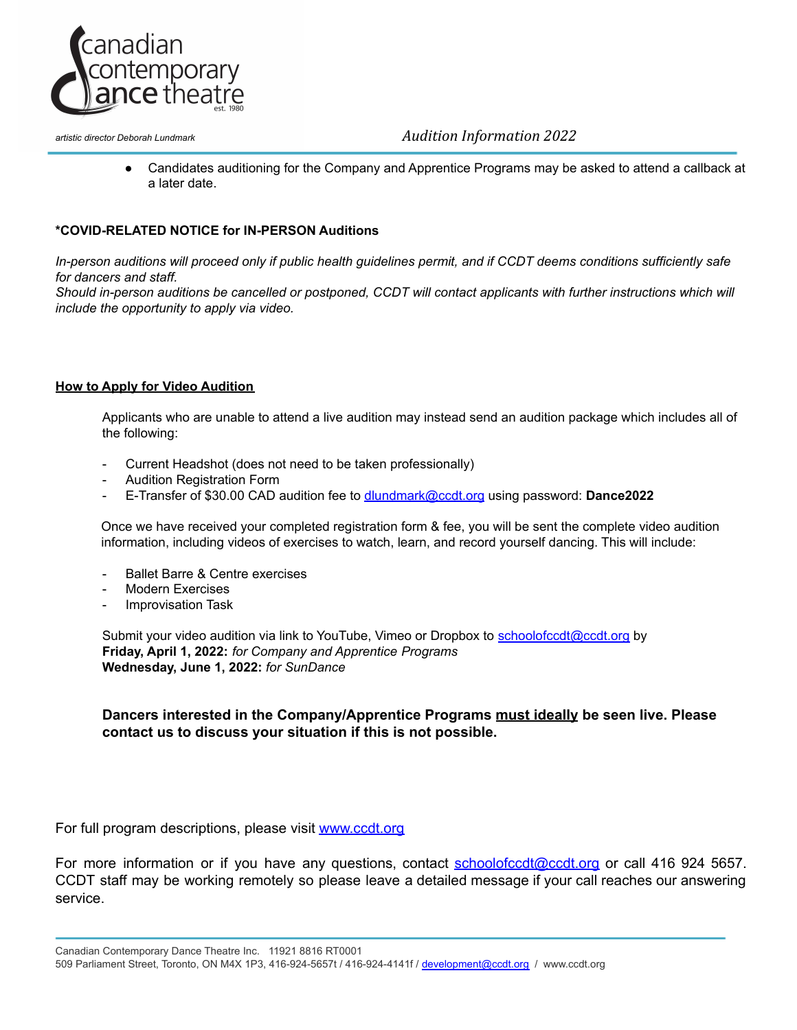- Candidates auditioning for the Company and Apprentice Programs may be asked to attend a callback at a later date.

**\*COVID-RELATED NOTICE for IN-PERSON Auditions**

*In-person auditions will proceed only if public health guidelines permit, and if CCDT deems conditions sufficiently safe for dancers and staff.*
*Should in-person auditions be cancelled or postponed, CCDT will contact applicants with further instructions which will include the opportunity to apply via video.*

## How to Apply for Video Audition

Applicants who are unable to attend a live audition may instead send an audition package which includes all of the following:

- Current Headshot (does not need to be taken professionally)
- Audition Registration Form
- E-Transfer of $30.00 CAD audition fee to dlundmark@ccdt.org using password: **Dance2022**

Once we have received your completed registration form & fee, you will be sent the complete video audition information, including videos of exercises to watch, learn, and record yourself dancing. This will include:

- Ballet Barre & Centre exercises
- Modern Exercises
- Improvisation Task

Submit your video audition via link to YouTube, Vimeo or Dropbox to schoolofccdt@ccdt.org by
**Friday, April 1, 2022:** *for Company and Apprentice Programs*
**Wednesday, June 1, 2022:** *for SunDance*

**Dancers interested in the Company/Apprentice Programs must ideally be seen live. Please contact us to discuss your situation if this is not possible.**

For full program descriptions, please visit www.ccdt.org

For more information or if you have any questions, contact schoolofccdt@ccdt.org or call 416 924 5657. CCDT staff may be working remotely so please leave a detailed message if your call reaches our answering service.